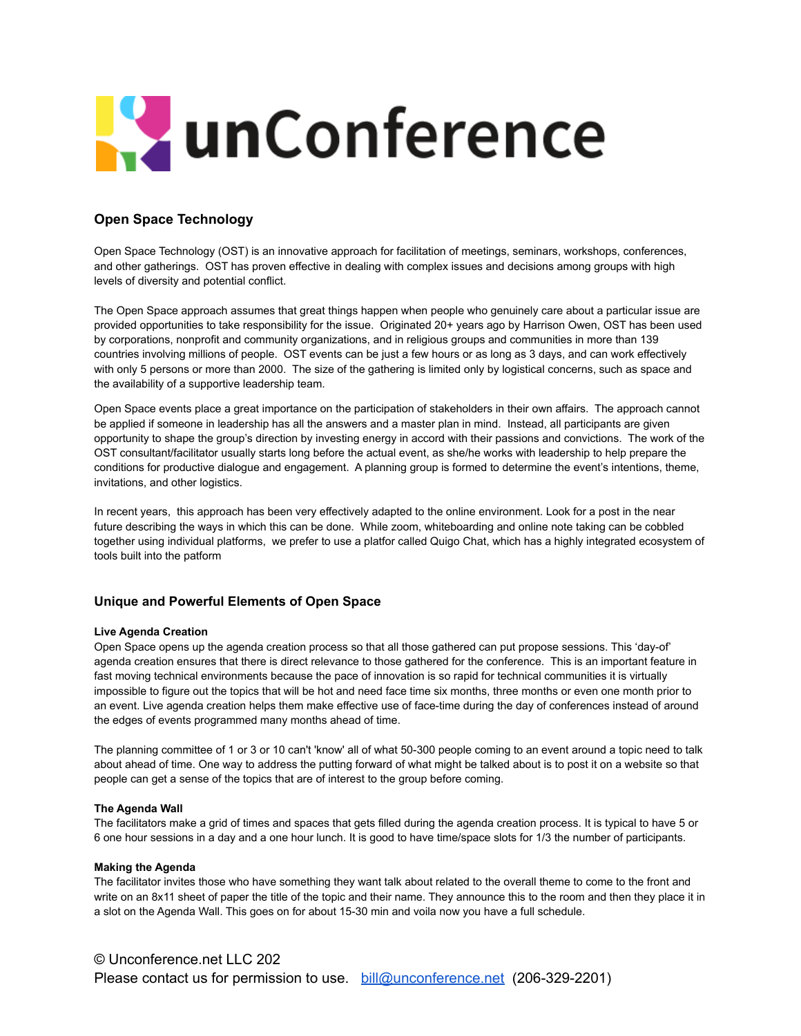# unConference

## Open Space Technology

Open Space Technology (OST) is an innovative approach for facilitation of meetings, seminars, workshops, conferences, and other gatherings. OST has proven effective in dealing with complex issues and decisions among groups with high levels of diversity and potential conflict.

The Open Space approach assumes that great things happen when people who genuinely care about a particular issue are provided opportunities to take responsibility for the issue. Originated 20+ years ago by Harrison Owen, OST has been used by corporations, nonprofit and community organizations, and in religious groups and communities in more than 139 countries involving millions of people. OST events can be just a few hours or as long as 3 days, and can work effectively with only 5 persons or more than 2000. The size of the gathering is limited only by logistical concerns, such as space and the availability of a supportive leadership team.

Open Space events place a great importance on the participation of stakeholders in their own affairs. The approach cannot be applied if someone in leadership has all the answers and a master plan in mind. Instead, all participants are given opportunity to shape the group's direction by investing energy in accord with their passions and convictions. The work of the OST consultant/facilitator usually starts long before the actual event, as she/he works with leadership to help prepare the conditions for productive dialogue and engagement. A planning group is formed to determine the event's intentions, theme, invitations, and other logistics.

In recent years, this approach has been very effectively adapted to the online environment. Look for a post in the near future describing the ways in which this can be done. While zoom, whiteboarding and online note taking can be cobbled together using individual platforms, we prefer to use a platfor called Quigo Chat, which has a highly integrated ecosystem of tools built into the patform

## Unique and Powerful Elements of Open Space

### Live Agenda Creation

Open Space opens up the agenda creation process so that all those gathered can put propose sessions. This 'day-of' agenda creation ensures that there is direct relevance to those gathered for the conference. This is an important feature in fast moving technical environments because the pace of innovation is so rapid for technical communities it is virtually impossible to figure out the topics that will be hot and need face time six months, three months or even one month prior to an event. Live agenda creation helps them make effective use of face-time during the day of conferences instead of around the edges of events programmed many months ahead of time.

The planning committee of 1 or 3 or 10 can't 'know' all of what 50-300 people coming to an event around a topic need to talk about ahead of time. One way to address the putting forward of what might be talked about is to post it on a website so that people can get a sense of the topics that are of interest to the group before coming.

### The Agenda Wall

The facilitators make a grid of times and spaces that gets filled during the agenda creation process. It is typical to have 5 or 6 one hour sessions in a day and a one hour lunch. It is good to have time/space slots for 1/3 the number of participants.

### Making the Agenda

The facilitator invites those who have something they want talk about related to the overall theme to come to the front and write on an 8x11 sheet of paper the title of the topic and their name. They announce this to the room and then they place it in a slot on the Agenda Wall. This goes on for about 15-30 min and voila now you have a full schedule.

© Unconference.net LLC 202
Please contact us for permission to use. bill@unconference.net (206-329-2201)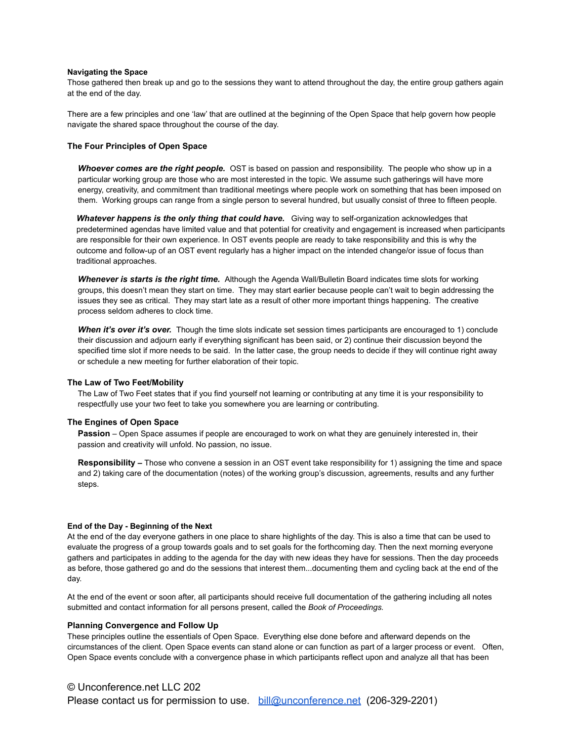**Navigating the Space**

Those gathered then break up and go to the sessions they want to attend throughout the day, the entire group gathers again at the end of the day.

There are a few principles and one 'law' that are outlined at the beginning of the Open Space that help govern how people navigate the shared space throughout the course of the day.

**The Four Principles of Open Space**

***Whoever comes are the right people.*** OST is based on passion and responsibility. The people who show up in a particular working group are those who are most interested in the topic. We assume such gatherings will have more energy, creativity, and commitment than traditional meetings where people work on something that has been imposed on them. Working groups can range from a single person to several hundred, but usually consist of three to fifteen people.

***Whatever happens is the only thing that could have.*** Giving way to self-organization acknowledges that predetermined agendas have limited value and that potential for creativity and engagement is increased when participants are responsible for their own experience. In OST events people are ready to take responsibility and this is why the outcome and follow-up of an OST event regularly has a higher impact on the intended change/or issue of focus than traditional approaches.

***Whenever is starts is the right time.*** Although the Agenda Wall/Bulletin Board indicates time slots for working groups, this doesn't mean they start on time. They may start earlier because people can't wait to begin addressing the issues they see as critical. They may start late as a result of other more important things happening. The creative process seldom adheres to clock time.

***When it's over it's over.*** Though the time slots indicate set session times participants are encouraged to 1) conclude their discussion and adjourn early if everything significant has been said, or 2) continue their discussion beyond the specified time slot if more needs to be said. In the latter case, the group needs to decide if they will continue right away or schedule a new meeting for further elaboration of their topic.

**The Law of Two Feet/Mobility**

The Law of Two Feet states that if you find yourself not learning or contributing at any time it is your responsibility to respectfully use your two feet to take you somewhere you are learning or contributing.

**The Engines of Open Space**

**Passion** – Open Space assumes if people are encouraged to work on what they are genuinely interested in, their passion and creativity will unfold. No passion, no issue.

**Responsibility –** Those who convene a session in an OST event take responsibility for 1) assigning the time and space and 2) taking care of the documentation (notes) of the working group's discussion, agreements, results and any further steps.

**End of the Day - Beginning of the Next**

At the end of the day everyone gathers in one place to share highlights of the day. This is also a time that can be used to evaluate the progress of a group towards goals and to set goals for the forthcoming day. Then the next morning everyone gathers and participates in adding to the agenda for the day with new ideas they have for sessions. Then the day proceeds as before, those gathered go and do the sessions that interest them...documenting them and cycling back at the end of the day.

At the end of the event or soon after, all participants should receive full documentation of the gathering including all notes submitted and contact information for all persons present, called the *Book of Proceedings.*

**Planning Convergence and Follow Up**

These principles outline the essentials of Open Space. Everything else done before and afterward depends on the circumstances of the client. Open Space events can stand alone or can function as part of a larger process or event. Often, Open Space events conclude with a convergence phase in which participants reflect upon and analyze all that has been

© Unconference.net LLC 202
Please contact us for permission to use. bill@unconference.net (206-329-2201)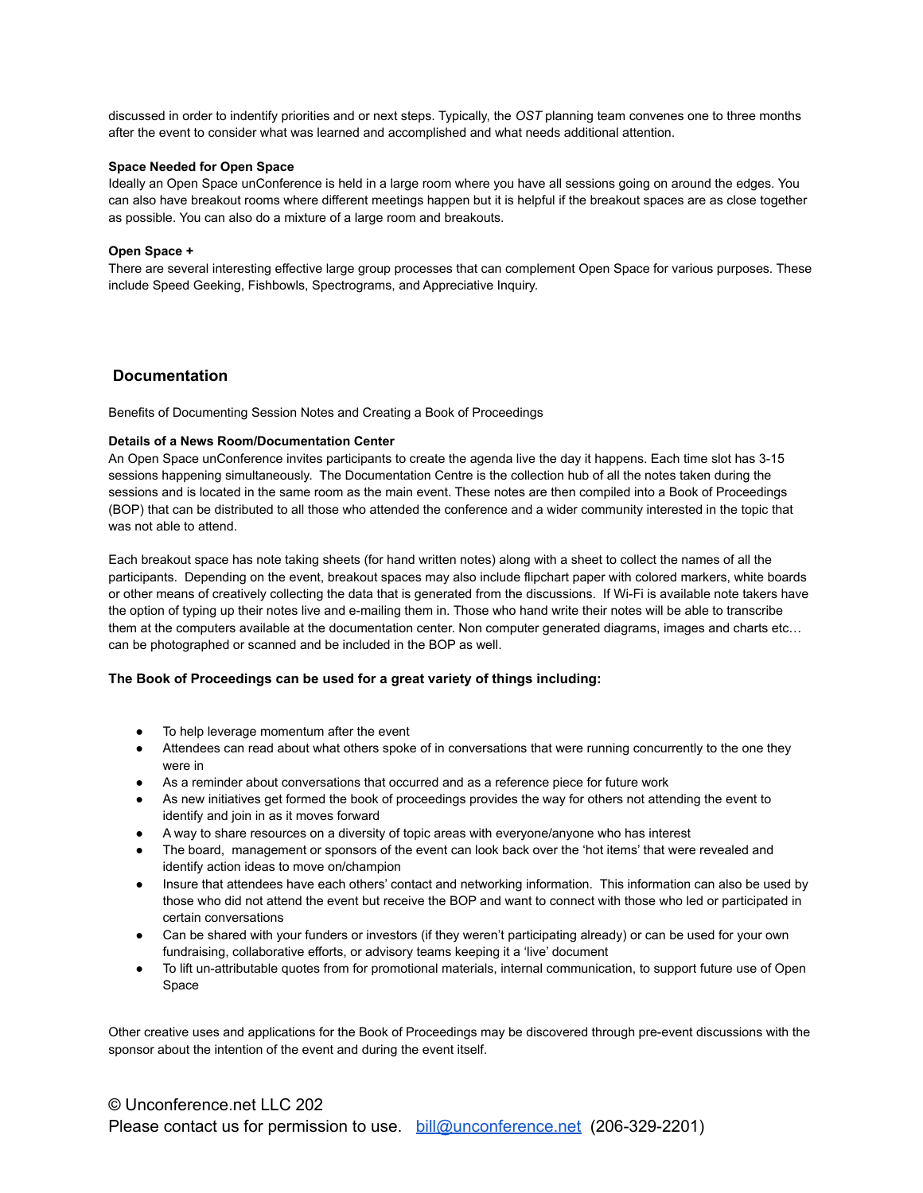discussed in order to indentify priorities and or next steps. Typically, the *OST* planning team convenes one to three months after the event to consider what was learned and accomplished and what needs additional attention.

**Space Needed for Open Space**

Ideally an Open Space unConference is held in a large room where you have all sessions going on around the edges. You can also have breakout rooms where different meetings happen but it is helpful if the breakout spaces are as close together as possible. You can also do a mixture of a large room and breakouts.

**Open Space +**

There are several interesting effective large group processes that can complement Open Space for various purposes. These include Speed Geeking, Fishbowls, Spectrograms, and Appreciative Inquiry.

## Documentation

Benefits of Documenting Session Notes and Creating a Book of Proceedings

**Details of a News Room/Documentation Center**

An Open Space unConference invites participants to create the agenda live the day it happens. Each time slot has 3-15 sessions happening simultaneously. The Documentation Centre is the collection hub of all the notes taken during the sessions and is located in the same room as the main event. These notes are then compiled into a Book of Proceedings (BOP) that can be distributed to all those who attended the conference and a wider community interested in the topic that was not able to attend.

Each breakout space has note taking sheets (for hand written notes) along with a sheet to collect the names of all the participants. Depending on the event, breakout spaces may also include flipchart paper with colored markers, white boards or other means of creatively collecting the data that is generated from the discussions. If Wi-Fi is available note takers have the option of typing up their notes live and e-mailing them in. Those who hand write their notes will be able to transcribe them at the computers available at the documentation center. Non computer generated diagrams, images and charts etc… can be photographed or scanned and be included in the BOP as well.

**The Book of Proceedings can be used for a great variety of things including:**

- To help leverage momentum after the event
- Attendees can read about what others spoke of in conversations that were running concurrently to the one they were in
- As a reminder about conversations that occurred and as a reference piece for future work
- As new initiatives get formed the book of proceedings provides the way for others not attending the event to identify and join in as it moves forward
- A way to share resources on a diversity of topic areas with everyone/anyone who has interest
- The board, management or sponsors of the event can look back over the 'hot items' that were revealed and identify action ideas to move on/champion
- Insure that attendees have each others' contact and networking information. This information can also be used by those who did not attend the event but receive the BOP and want to connect with those who led or participated in certain conversations
- Can be shared with your funders or investors (if they weren't participating already) or can be used for your own fundraising, collaborative efforts, or advisory teams keeping it a 'live' document
- To lift un-attributable quotes from for promotional materials, internal communication, to support future use of Open Space

Other creative uses and applications for the Book of Proceedings may be discovered through pre-event discussions with the sponsor about the intention of the event and during the event itself.

© Unconference.net LLC 202
Please contact us for permission to use. bill@unconference.net (206-329-2201)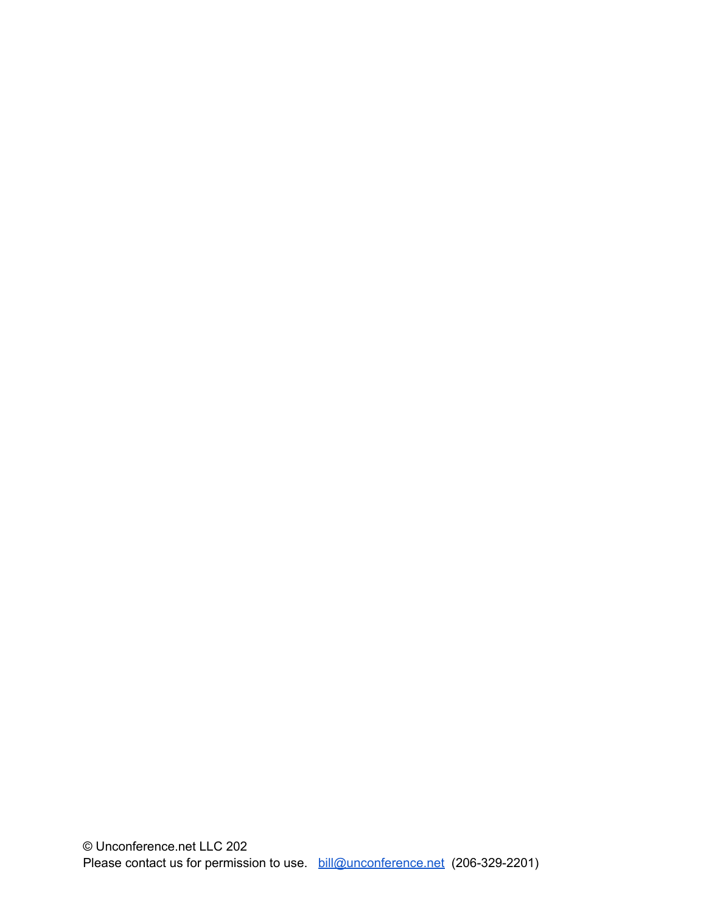© Unconference.net LLC 202
Please contact us for permission to use. bill@unconference.net (206-329-2201)